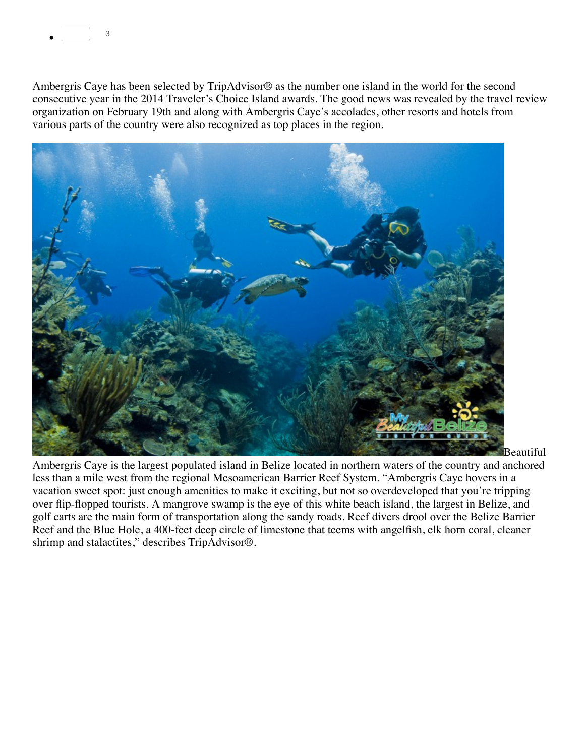Ambergris Caye has been selected by TripAdvisor® as the number one island in the world for the second consecutive year in the 2014 Traveler's Choice Island awards. The good news was revealed by the travel review organization on February 19th and along with Ambergris Caye's accolades, other resorts and hotels from various parts of the country were also recognized as top places in the region.

Beautiful Ambergris Caye is the largest populated island in Belize located in northern waters of the country and anchored less than a mile west from the regional Mesoamerican Barrier Reef System. "Ambergris Caye hovers in a vacation sweet spot: just enough amenities to make it exciting, but not so overdeveloped that you're tripping over flip-flopped tourists. A mangrove swamp is the eye of this white beach island, the largest in Belize, and golf carts are the main form of transportation along the sandy roads. Reef divers drool over the Belize Barrier Reef and the Blue Hole, a 400-feet deep circle of limestone that teems with angelfish, elk horn coral, cleaner shrimp and stalactites," describes TripAdvisor®.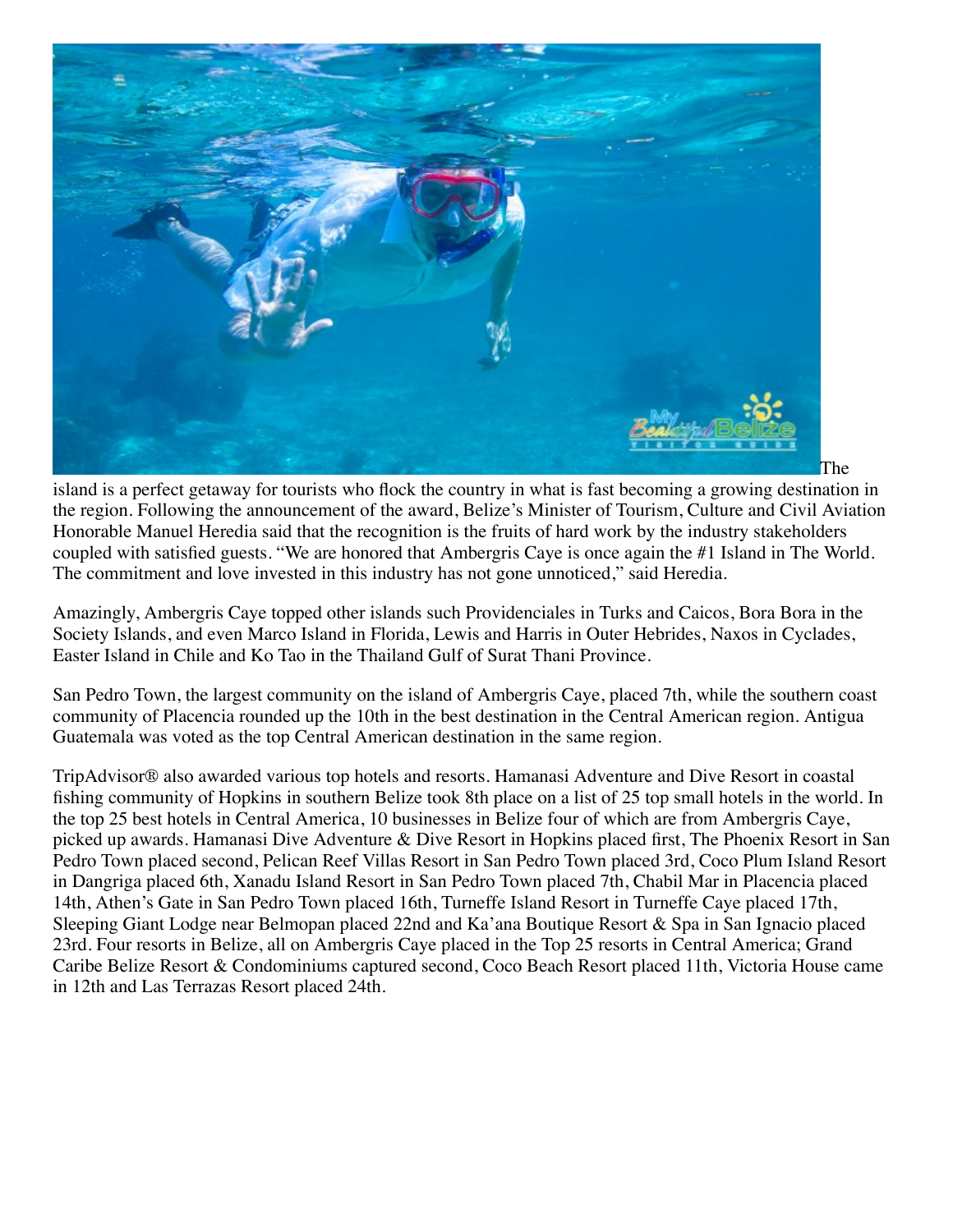The island is a perfect getaway for tourists who flock the country in what is fast becoming a growing destination in the region. Following the announcement of the award, Belize's Minister of Tourism, Culture and Civil Aviation Honorable Manuel Heredia said that the recognition is the fruits of hard work by the industry stakeholders coupled with satisfied guests. "We are honored that Ambergris Caye is once again the #1 Island in The World. The commitment and love invested in this industry has not gone unnoticed," said Heredia.

Amazingly, Ambergris Caye topped other islands such Providenciales in Turks and Caicos, Bora Bora in the Society Islands, and even Marco Island in Florida, Lewis and Harris in Outer Hebrides, Naxos in Cyclades, Easter Island in Chile and Ko Tao in the Thailand Gulf of Surat Thani Province.

San Pedro Town, the largest community on the island of Ambergris Caye, placed 7th, while the southern coast community of Placencia rounded up the 10th in the best destination in the Central American region. Antigua Guatemala was voted as the top Central American destination in the same region.

TripAdvisor® also awarded various top hotels and resorts. Hamanasi Adventure and Dive Resort in coastal fishing community of Hopkins in southern Belize took 8th place on a list of 25 top small hotels in the world. In the top 25 best hotels in Central America, 10 businesses in Belize four of which are from Ambergris Caye, picked up awards. Hamanasi Dive Adventure & Dive Resort in Hopkins placed first, The Phoenix Resort in San Pedro Town placed second, Pelican Reef Villas Resort in San Pedro Town placed 3rd, Coco Plum Island Resort in Dangriga placed 6th, Xanadu Island Resort in San Pedro Town placed 7th, Chabil Mar in Placencia placed 14th, Athen's Gate in San Pedro Town placed 16th, Turneffe Island Resort in Turneffe Caye placed 17th, Sleeping Giant Lodge near Belmopan placed 22nd and Ka'ana Boutique Resort & Spa in San Ignacio placed 23rd. Four resorts in Belize, all on Ambergris Caye placed in the Top 25 resorts in Central America; Grand Caribe Belize Resort & Condominiums captured second, Coco Beach Resort placed 11th, Victoria House came in 12th and Las Terrazas Resort placed 24th.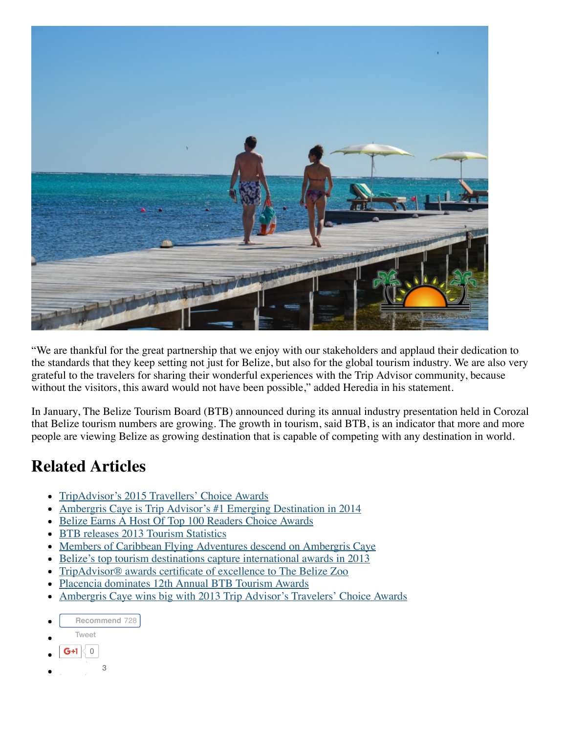"We are thankful for the great partnership that we enjoy with our stakeholders and applaud their dedication to the standards that they keep setting not just for Belize, but also for the global tourism industry. We are also very grateful to the travelers for sharing their wonderful experiences with the Trip Advisor community, because without the visitors, this award would not have been possible," added Heredia in his statement.

In January, The Belize Tourism Board (BTB) announced during its annual industry presentation held in Corozal that Belize tourism numbers are growing. The growth in tourism, said BTB, is an indicator that more and more people are viewing Belize as growing destination that is capable of competing with any destination in world.

## Related Articles

- TripAdvisor's 2015 Travellers' Choice Awards
- Ambergris Caye is Trip Advisor's #1 Emerging Destination in 2014
- Belize Earns A Host Of Top 100 Readers Choice Awards
- BTB releases 2013 Tourism Statistics
- Members of Caribbean Flying Adventures descend on Ambergris Caye
- Belize's top tourism destinations capture international awards in 2013
- TripAdvisor® awards certificate of excellence to The Belize Zoo
- Placencia dominates 12th Annual BTB Tourism Awards
- Ambergris Caye wins big with 2013 Trip Advisor's Travelers' Choice Awards

- Recommend 728
- Tweet
- G+1 0
- 3